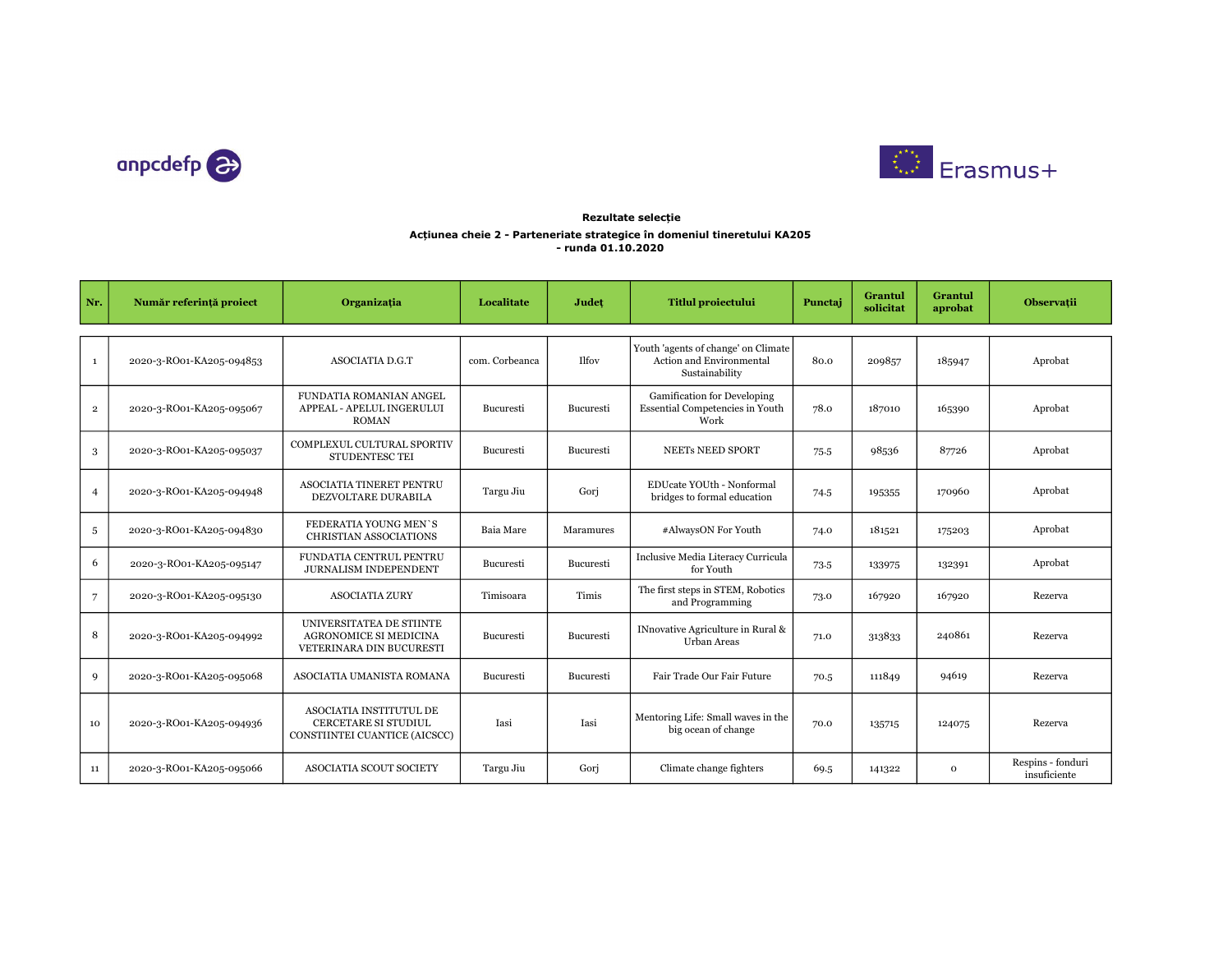**Rezultate selecție**

**Acțiunea cheie 2 - Parteneriate strategice în domeniul tineretului KA205 - runda 01.10.2020**

| Nr. | Număr referință proiect | Organizația | Localitate | Județ | Titlul proiectului | Punctaj | Grantul solicitat | Grantul aprobat | Observații |
|---|---|---|---|---|---|---|---|---|---|
| 1 | 2020-3-RO01-KA205-094853 | ASOCIATIA D.G.T | com. Corbeanca | Ilfov | Youth 'agents of change' on Climate Action and Environmental Sustainability | 80.0 | 209857 | 185947 | Aprobat |
| 2 | 2020-3-RO01-KA205-095067 | FUNDATIA ROMANIAN ANGEL APPEAL - APELUL INGERULUI ROMAN | Bucuresti | Bucuresti | Gamification for Developing Essential Competencies in Youth Work | 78.0 | 187010 | 165390 | Aprobat |
| 3 | 2020-3-RO01-KA205-095037 | COMPLEXUL CULTURAL SPORTIV STUDENTESC TEI | Bucuresti | Bucuresti | NEETs NEED SPORT | 75.5 | 98536 | 87726 | Aprobat |
| 4 | 2020-3-RO01-KA205-094948 | ASOCIATIA TINERET PENTRU DEZVOLTARE DURABILA | Targu Jiu | Gorj | EDUcate YOUth - Nonformal bridges to formal education | 74.5 | 195355 | 170960 | Aprobat |
| 5 | 2020-3-RO01-KA205-094830 | FEDERATIA YOUNG MEN`S CHRISTIAN ASSOCIATIONS | Baia Mare | Maramures | #AlwaysON For Youth | 74.0 | 181521 | 175203 | Aprobat |
| 6 | 2020-3-RO01-KA205-095147 | FUNDATIA CENTRUL PENTRU JURNALISM INDEPENDENT | Bucuresti | Bucuresti | Inclusive Media Literacy Curricula for Youth | 73.5 | 133975 | 132391 | Aprobat |
| 7 | 2020-3-RO01-KA205-095130 | ASOCIATIA ZURY | Timisoara | Timis | The first steps in STEM, Robotics and Programming | 73.0 | 167920 | 167920 | Rezerva |
| 8 | 2020-3-RO01-KA205-094992 | UNIVERSITATEA DE STIINTE AGRONOMICE SI MEDICINA VETERINARA DIN BUCURESTI | Bucuresti | Bucuresti | INnovative Agriculture in Rural & Urban Areas | 71.0 | 313833 | 240861 | Rezerva |
| 9 | 2020-3-RO01-KA205-095068 | ASOCIATIA UMANISTA ROMANA | Bucuresti | Bucuresti | Fair Trade Our Fair Future | 70.5 | 111849 | 94619 | Rezerva |
| 10 | 2020-3-RO01-KA205-094936 | ASOCIATIA INSTITUTUL DE CERCETARE SI STUDIUL CONSTIINTEI CUANTICE (AICSCC) | Iasi | Iasi | Mentoring Life: Small waves in the big ocean of change | 70.0 | 135715 | 124075 | Rezerva |
| 11 | 2020-3-RO01-KA205-095066 | ASOCIATIA SCOUT SOCIETY | Targu Jiu | Gorj | Climate change fighters | 69.5 | 141322 | 0 | Respins - fonduri insuficiente |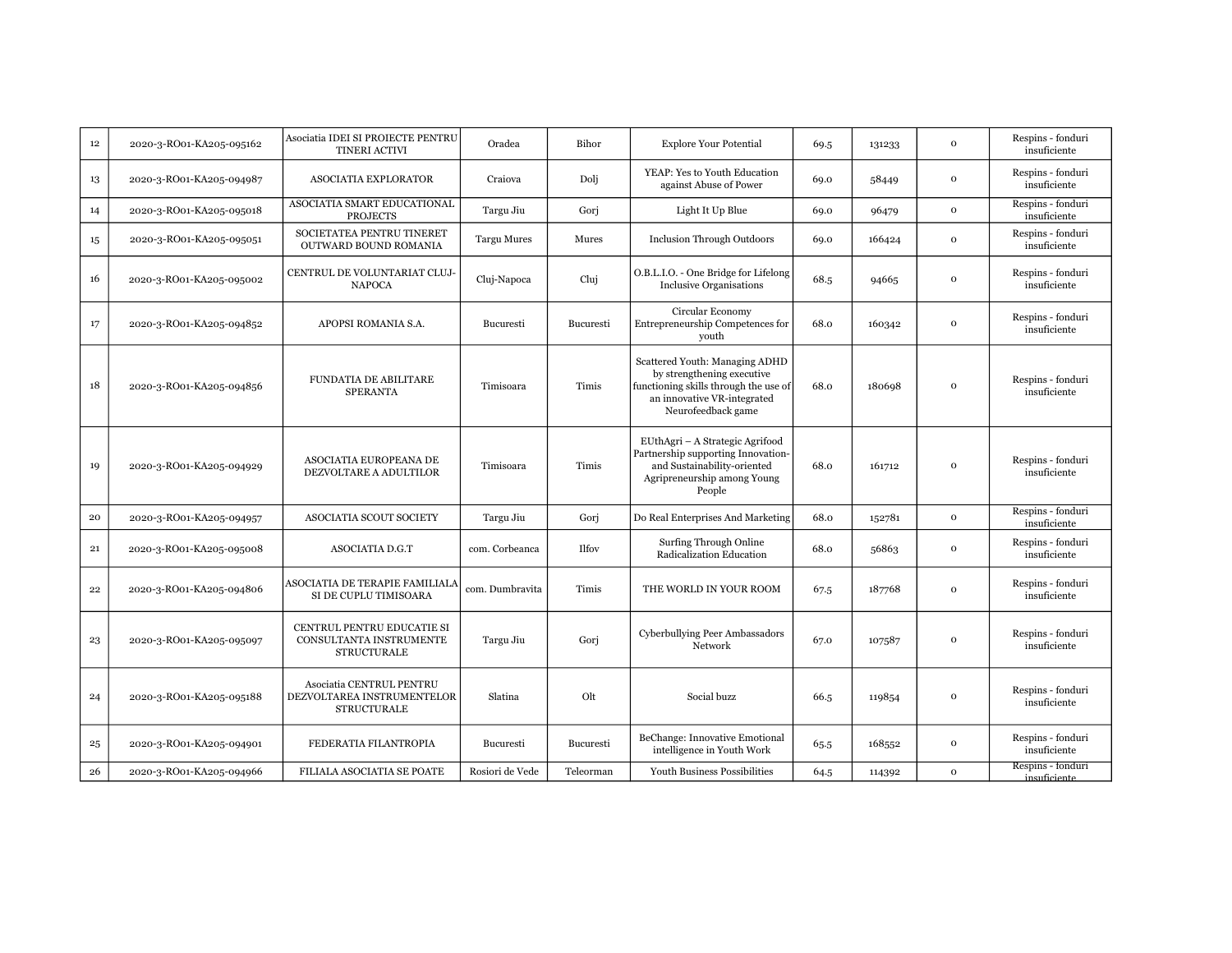| 12 | 2020-3-RO01-KA205-095162 | Asociatia IDEI SI PROIECTE PENTRU TINERI ACTIVI | Oradea | Bihor | Explore Your Potential | 69.5 | 131233 | 0 | Respins - fonduri insuficiente |
|---|---|---|---|---|---|---|---|---|---|
| 13 | 2020-3-RO01-KA205-094987 | ASOCIATIA EXPLORATOR | Craiova | Dolj | YEAP: Yes to Youth Education against Abuse of Power | 69.0 | 58449 | 0 | Respins - fonduri insuficiente |
| 14 | 2020-3-RO01-KA205-095018 | ASOCIATIA SMART EDUCATIONAL PROJECTS | Targu Jiu | Gorj | Light It Up Blue | 69.0 | 96479 | 0 | Respins - fonduri insuficiente |
| 15 | 2020-3-RO01-KA205-095051 | SOCIETATEA PENTRU TINERET OUTWARD BOUND ROMANIA | Targu Mures | Mures | Inclusion Through Outdoors | 69.0 | 166424 | 0 | Respins - fonduri insuficiente |
| 16 | 2020-3-RO01-KA205-095002 | CENTRUL DE VOLUNTARIAT CLUJ-NAPOCA | Cluj-Napoca | Cluj | O.B.L.I.O. - One Bridge for Lifelong Inclusive Organisations | 68.5 | 94665 | 0 | Respins - fonduri insuficiente |
| 17 | 2020-3-RO01-KA205-094852 | APOPSI ROMANIA S.A. | Bucuresti | Bucuresti | Circular Economy Entrepreneurship Competences for youth | 68.0 | 160342 | 0 | Respins - fonduri insuficiente |
| 18 | 2020-3-RO01-KA205-094856 | FUNDATIA DE ABILITARE SPERANTA | Timisoara | Timis | Scattered Youth: Managing ADHD by strengthening executive functioning skills through the use of an innovative VR-integrated Neurofeedback game | 68.0 | 180698 | 0 | Respins - fonduri insuficiente |
| 19 | 2020-3-RO01-KA205-094929 | ASOCIATIA EUROPEANA DE DEZVOLTARE A ADULTILOR | Timisoara | Timis | EUthAgri – A Strategic Agrifood Partnership supporting Innovation- and Sustainability-oriented Agripreneurship among Young People | 68.0 | 161712 | 0 | Respins - fonduri insuficiente |
| 20 | 2020-3-RO01-KA205-094957 | ASOCIATIA SCOUT SOCIETY | Targu Jiu | Gorj | Do Real Enterprises And Marketing | 68.0 | 152781 | 0 | Respins - fonduri insuficiente |
| 21 | 2020-3-RO01-KA205-095008 | ASOCIATIA D.G.T | com. Corbeanca | Ilfov | Surfing Through Online Radicalization Education | 68.0 | 56863 | 0 | Respins - fonduri insuficiente |
| 22 | 2020-3-RO01-KA205-094806 | ASOCIATIA DE TERAPIE FAMILIALA SI DE CUPLU TIMISOARA | com. Dumbravita | Timis | THE WORLD IN YOUR ROOM | 67.5 | 187768 | 0 | Respins - fonduri insuficiente |
| 23 | 2020-3-RO01-KA205-095097 | CENTRUL PENTRU EDUCATIE SI CONSULTANTA INSTRUMENTE STRUCTURALE | Targu Jiu | Gorj | Cyberbullying Peer Ambassadors Network | 67.0 | 107587 | 0 | Respins - fonduri insuficiente |
| 24 | 2020-3-RO01-KA205-095188 | Asociatia CENTRUL PENTRU DEZVOLTAREA INSTRUMENTELOR STRUCTURALE | Slatina | Olt | Social buzz | 66.5 | 119854 | 0 | Respins - fonduri insuficiente |
| 25 | 2020-3-RO01-KA205-094901 | FEDERATIA FILANTROPIA | Bucuresti | Bucuresti | BeChange: Innovative Emotional intelligence in Youth Work | 65.5 | 168552 | 0 | Respins - fonduri insuficiente |
| 26 | 2020-3-RO01-KA205-094966 | FILIALA ASOCIATIA SE POATE | Rosiori de Vede | Teleorman | Youth Business Possibilities | 64.5 | 114392 | 0 | Respins - fonduri insuficiente |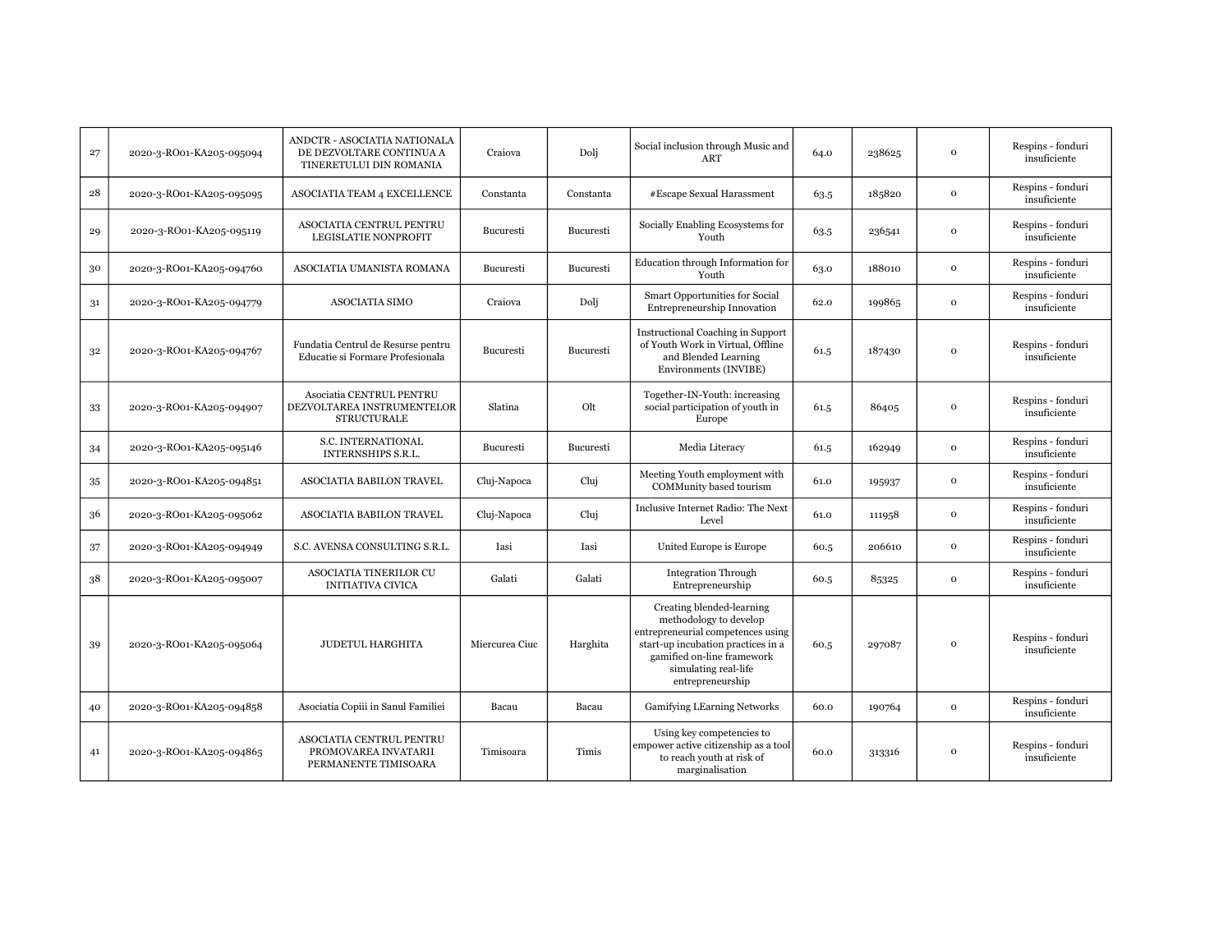| | | | | | | | | | |
|---|---|---|---|---|---|---|---|---|---|
| 27 | 2020-3-RO01-KA205-095094 | ANDCTR - ASOCIATIA NATIONALA DE DEZVOLTARE CONTINUA A TINERETULUI DIN ROMANIA | Craiova | Dolj | Social inclusion through Music and ART | 64.0 | 238625 | 0 | Respins - fonduri insuficiente |
| 28 | 2020-3-RO01-KA205-095095 | ASOCIATIA TEAM 4 EXCELLENCE | Constanta | Constanta | #Escape Sexual Harassment | 63.5 | 185820 | 0 | Respins - fonduri insuficiente |
| 29 | 2020-3-RO01-KA205-095119 | ASOCIATIA CENTRUL PENTRU LEGISLATIE NONPROFIT | Bucuresti | Bucuresti | Socially Enabling Ecosystems for Youth | 63.5 | 236541 | 0 | Respins - fonduri insuficiente |
| 30 | 2020-3-RO01-KA205-094760 | ASOCIATIA UMANISTA ROMANA | Bucuresti | Bucuresti | Education through Information for Youth | 63.0 | 188010 | 0 | Respins - fonduri insuficiente |
| 31 | 2020-3-RO01-KA205-094779 | ASOCIATIA SIMO | Craiova | Dolj | Smart Opportunities for Social Entrepreneurship Innovation | 62.0 | 199865 | 0 | Respins - fonduri insuficiente |
| 32 | 2020-3-RO01-KA205-094767 | Fundatia Centrul de Resurse pentru Educatie si Formare Profesionala | Bucuresti | Bucuresti | Instructional Coaching in Support of Youth Work in Virtual, Offline and Blended Learning Environments (INVIBE) | 61.5 | 187430 | 0 | Respins - fonduri insuficiente |
| 33 | 2020-3-RO01-KA205-094907 | Asociatia CENTRUL PENTRU DEZVOLTAREA INSTRUMENTELOR STRUCTURALE | Slatina | Olt | Together-IN-Youth: increasing social participation of youth in Europe | 61.5 | 86405 | 0 | Respins - fonduri insuficiente |
| 34 | 2020-3-RO01-KA205-095146 | S.C. INTERNATIONAL INTERNSHIPS S.R.L. | Bucuresti | Bucuresti | Media Literacy | 61.5 | 162949 | 0 | Respins - fonduri insuficiente |
| 35 | 2020-3-RO01-KA205-094851 | ASOCIATIA BABILON TRAVEL | Cluj-Napoca | Cluj | Meeting Youth employment with COMMunity based tourism | 61.0 | 195937 | 0 | Respins - fonduri insuficiente |
| 36 | 2020-3-RO01-KA205-095062 | ASOCIATIA BABILON TRAVEL | Cluj-Napoca | Cluj | Inclusive Internet Radio: The Next Level | 61.0 | 111958 | 0 | Respins - fonduri insuficiente |
| 37 | 2020-3-RO01-KA205-094949 | S.C. AVENSA CONSULTING S.R.L. | Iasi | Iasi | United Europe is Europe | 60.5 | 206610 | 0 | Respins - fonduri insuficiente |
| 38 | 2020-3-RO01-KA205-095007 | ASOCIATIA TINERILOR CU INITIATIVA CIVICA | Galati | Galati | Integration Through Entrepreneurship | 60.5 | 85325 | 0 | Respins - fonduri insuficiente |
| 39 | 2020-3-RO01-KA205-095064 | JUDETUL HARGHITA | Miercurea Ciuc | Harghita | Creating blended-learning methodology to develop entrepreneurial competences using start-up incubation practices in a gamified on-line framework simulating real-life entrepreneurship | 60.5 | 297087 | 0 | Respins - fonduri insuficiente |
| 40 | 2020-3-RO01-KA205-094858 | Asociatia Copiii in Sanul Familiei | Bacau | Bacau | Gamifying LEarning Networks | 60.0 | 190764 | 0 | Respins - fonduri insuficiente |
| 41 | 2020-3-RO01-KA205-094865 | ASOCIATIA CENTRUL PENTRU PROMOVAREA INVATARII PERMANENTE TIMISOARA | Timisoara | Timis | Using key competencies to empower active citizenship as a tool to reach youth at risk of marginalisation | 60.0 | 313316 | 0 | Respins - fonduri insuficiente |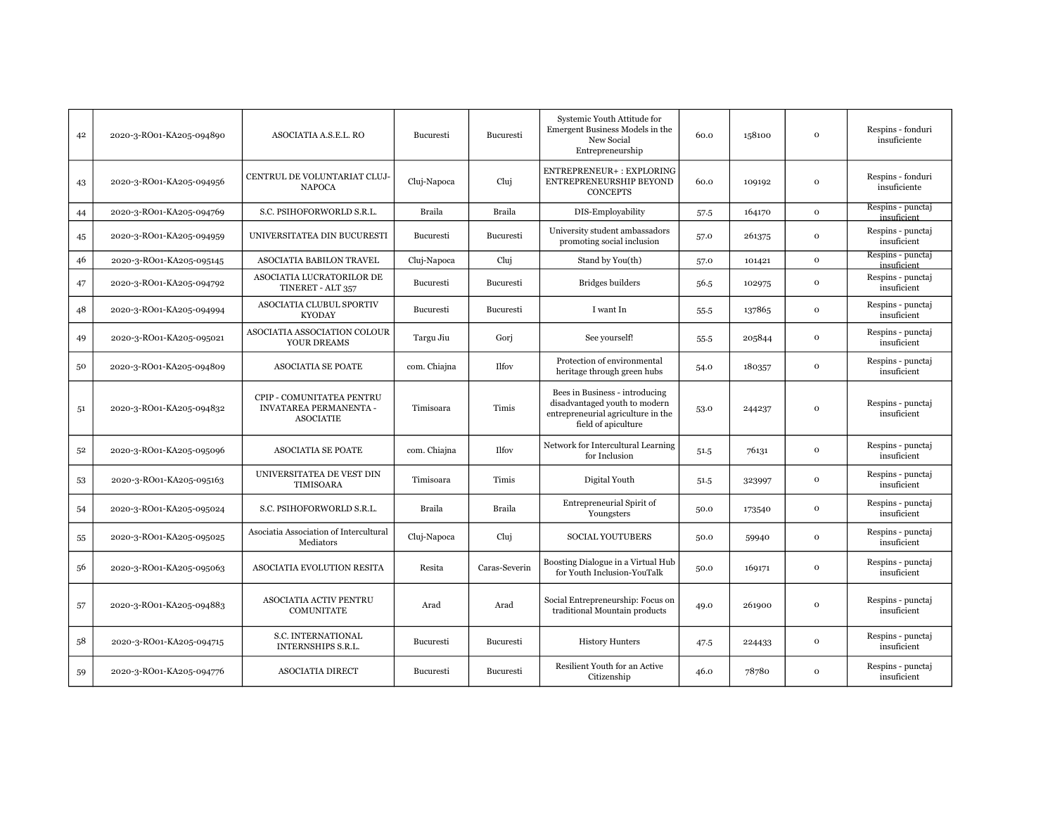| 42 | 2020-3-RO01-KA205-094890 | ASOCIATIA A.S.E.L. RO | Bucuresti | Bucuresti | Systemic Youth Attitude for Emergent Business Models in the New Social Entrepreneurship | 60.0 | 158100 | 0 | Respins - fonduri insuficiente |
|---|---|---|---|---|---|---|---|---|---|
| 43 | 2020-3-RO01-KA205-094956 | CENTRUL DE VOLUNTARIAT CLUJ-NAPOCA | Cluj-Napoca | Cluj | ENTREPRENEUR+ : EXPLORING ENTREPRENEURSHIP BEYOND CONCEPTS | 60.0 | 109192 | 0 | Respins - fonduri insuficiente |
| 44 | 2020-3-RO01-KA205-094769 | S.C. PSIHOFORWORLD S.R.L. | Braila | Braila | DIS-Employability | 57.5 | 164170 | 0 | Respins - punctaj insuficient |
| 45 | 2020-3-RO01-KA205-094959 | UNIVERSITATEA DIN BUCURESTI | Bucuresti | Bucuresti | University student ambassadors promoting social inclusion | 57.0 | 261375 | 0 | Respins - punctaj insuficient |
| 46 | 2020-3-RO01-KA205-095145 | ASOCIATIA BABILON TRAVEL | Cluj-Napoca | Cluj | Stand by You(th) | 57.0 | 101421 | 0 | Respins - punctaj insuficient |
| 47 | 2020-3-RO01-KA205-094792 | ASOCIATIA LUCRATORILOR DE TINERET - ALT 357 | Bucuresti | Bucuresti | Bridges builders | 56.5 | 102975 | 0 | Respins - punctaj insuficient |
| 48 | 2020-3-RO01-KA205-094994 | ASOCIATIA CLUBUL SPORTIV KYODAY | Bucuresti | Bucuresti | I want In | 55.5 | 137865 | 0 | Respins - punctaj insuficient |
| 49 | 2020-3-RO01-KA205-095021 | ASOCIATIA ASSOCIATION COLOUR YOUR DREAMS | Targu Jiu | Gorj | See yourself! | 55.5 | 205844 | 0 | Respins - punctaj insuficient |
| 50 | 2020-3-RO01-KA205-094809 | ASOCIATIA SE POATE | com. Chiajna | Ilfov | Protection of environmental heritage through green hubs | 54.0 | 180357 | 0 | Respins - punctaj insuficient |
| 51 | 2020-3-RO01-KA205-094832 | CPIP - COMUNITATEA PENTRU INVATAREA PERMANENTA - ASOCIATIE | Timisoara | Timis | Bees in Business - introducing disadvantaged youth to modern entrepreneurial agriculture in the field of apiculture | 53.0 | 244237 | 0 | Respins - punctaj insuficient |
| 52 | 2020-3-RO01-KA205-095096 | ASOCIATIA SE POATE | com. Chiajna | Ilfov | Network for Intercultural Learning for Inclusion | 51.5 | 76131 | 0 | Respins - punctaj insuficient |
| 53 | 2020-3-RO01-KA205-095163 | UNIVERSITATEA DE VEST DIN TIMISOARA | Timisoara | Timis | Digital Youth | 51.5 | 323997 | 0 | Respins - punctaj insuficient |
| 54 | 2020-3-RO01-KA205-095024 | S.C. PSIHOFORWORLD S.R.L. | Braila | Braila | Entrepreneurial Spirit of Youngsters | 50.0 | 173540 | 0 | Respins - punctaj insuficient |
| 55 | 2020-3-RO01-KA205-095025 | Asociatia Association of Intercultural Mediators | Cluj-Napoca | Cluj | SOCIAL YOUTUBERS | 50.0 | 59940 | 0 | Respins - punctaj insuficient |
| 56 | 2020-3-RO01-KA205-095063 | ASOCIATIA EVOLUTION RESITA | Resita | Caras-Severin | Boosting Dialogue in a Virtual Hub for Youth Inclusion-YouTalk | 50.0 | 169171 | 0 | Respins - punctaj insuficient |
| 57 | 2020-3-RO01-KA205-094883 | ASOCIATIA ACTIV PENTRU COMUNITATE | Arad | Arad | Social Entrepreneurship: Focus on traditional Mountain products | 49.0 | 261900 | 0 | Respins - punctaj insuficient |
| 58 | 2020-3-RO01-KA205-094715 | S.C. INTERNATIONAL INTERNSHIPS S.R.L. | Bucuresti | Bucuresti | History Hunters | 47.5 | 224433 | 0 | Respins - punctaj insuficient |
| 59 | 2020-3-RO01-KA205-094776 | ASOCIATIA DIRECT | Bucuresti | Bucuresti | Resilient Youth for an Active Citizenship | 46.0 | 78780 | 0 | Respins - punctaj insuficient |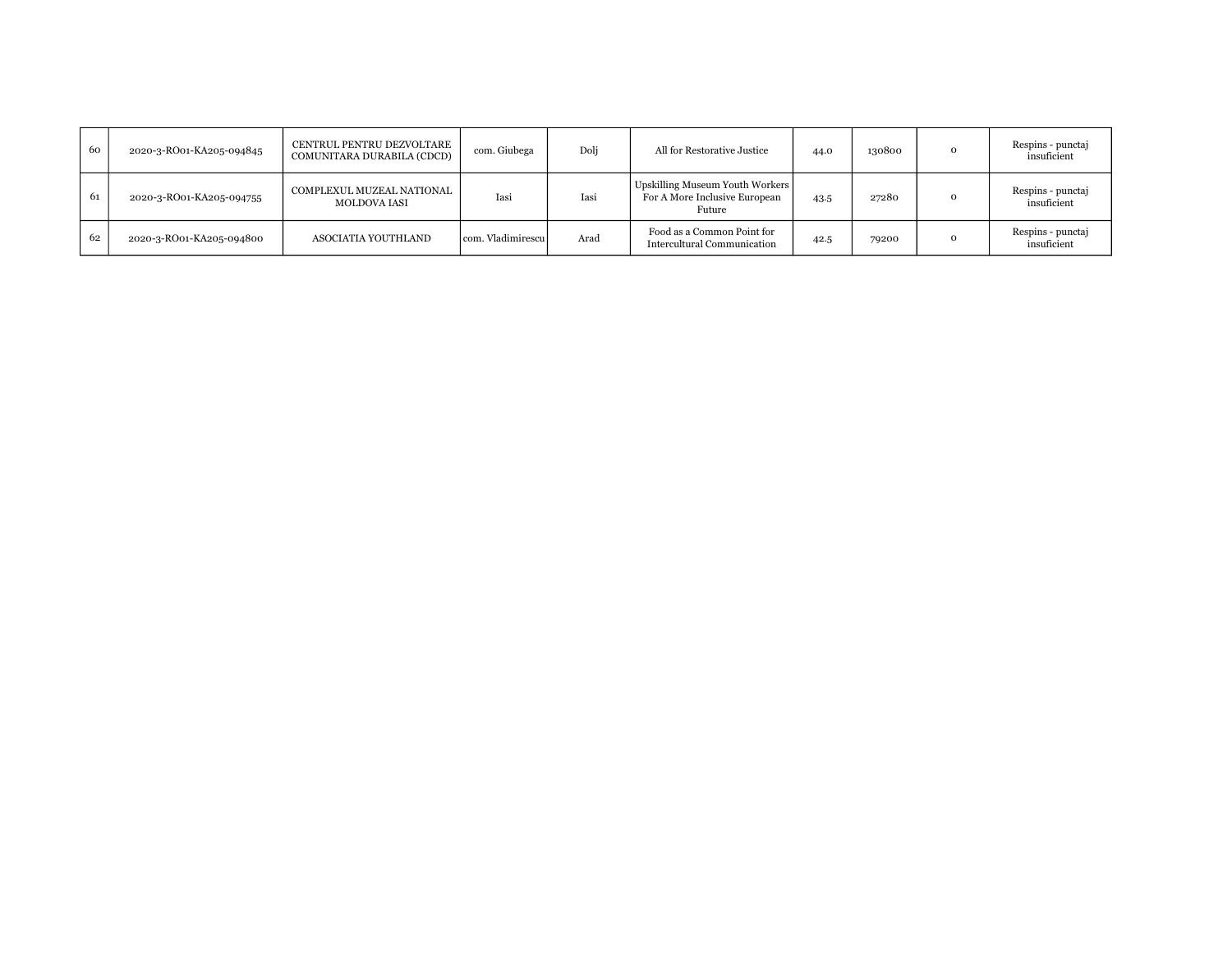| | | | | | | | | | |
|---|---|---|---|---|---|---|---|---|---|
| 60 | 2020-3-RO01-KA205-094845 | CENTRUL PENTRU DEZVOLTARE COMUNITARA DURABILA (CDCD) | com. Giubega | Dolj | All for Restorative Justice | 44.0 | 130800 | 0 | Respins - punctaj insuficient |
| 61 | 2020-3-RO01-KA205-094755 | COMPLEXUL MUZEAL NATIONAL MOLDOVA IASI | Iasi | Iasi | Upskilling Museum Youth Workers For A More Inclusive European Future | 43.5 | 27280 | 0 | Respins - punctaj insuficient |
| 62 | 2020-3-RO01-KA205-094800 | ASOCIATIA YOUTHLAND | com. Vladimirescu | Arad | Food as a Common Point for Intercultural Communication | 42.5 | 79200 | 0 | Respins - punctaj insuficient |